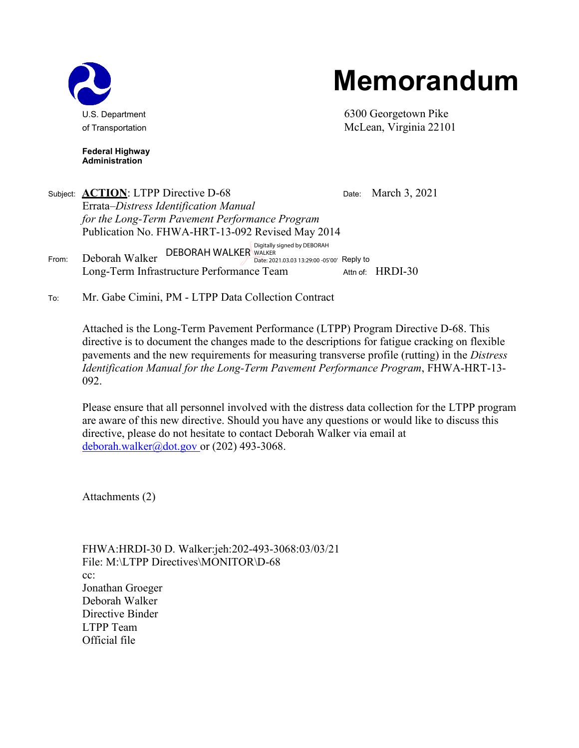U.S. Department of Transportation

**Federal Highway Administration**

# Memorandum

6300 Georgetown Pike
McLean, Virginia 22101

Subject: **ACTION**: LTPP Directive D-68
Errata–*Distress Identification Manual for the Long-Term Pavement Performance Program*
Publication No. FHWA-HRT-13-092 Revised May 2014

Date: March 3, 2021

From: Deborah Walker DEBORAH WALKER Digitally signed by DEBORAH WALKER Date: 2021.03.03 13:29:00 -05'00'
Long-Term Infrastructure Performance Team

Reply to Attn of: HRDI-30

To: Mr. Gabe Cimini, PM - LTPP Data Collection Contract

Attached is the Long-Term Pavement Performance (LTPP) Program Directive D-68. This directive is to document the changes made to the descriptions for fatigue cracking on flexible pavements and the new requirements for measuring transverse profile (rutting) in the *Distress Identification Manual for the Long-Term Pavement Performance Program*, FHWA-HRT-13-092.

Please ensure that all personnel involved with the distress data collection for the LTPP program are aware of this new directive. Should you have any questions or would like to discuss this directive, please do not hesitate to contact Deborah Walker via email at deborah.walker@dot.gov or (202) 493-3068.

Attachments (2)

FHWA:HRDI-30 D. Walker:jeh:202-493-3068:03/03/21
File: M:\LTPP Directives\MONITOR\D-68
cc:
Jonathan Groeger
Deborah Walker
Directive Binder
LTPP Team
Official file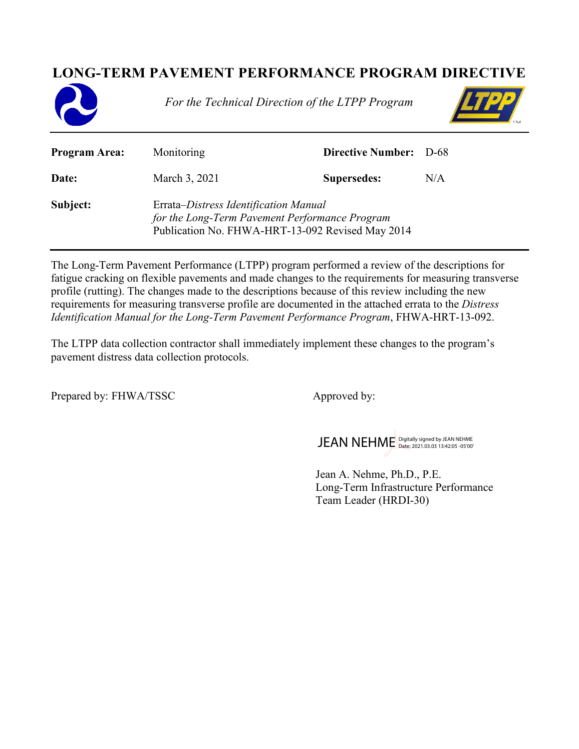# LONG-TERM PAVEMENT PERFORMANCE PROGRAM DIRECTIVE

*For the Technical Direction of the LTPP Program*

| | | | |
|---|---|---|---|
| **Program Area:** | Monitoring | **Directive Number:** | D-68 |
| **Date:** | March 3, 2021 | **Supersedes:** | N/A |
| **Subject:** | Errata–*Distress Identification Manual for the Long-Term Pavement Performance Program* Publication No. FHWA-HRT-13-092 Revised May 2014 | | |

The Long-Term Pavement Performance (LTPP) program performed a review of the descriptions for fatigue cracking on flexible pavements and made changes to the requirements for measuring transverse profile (rutting). The changes made to the descriptions because of this review including the new requirements for measuring transverse profile are documented in the attached errata to the *Distress Identification Manual for the Long-Term Pavement Performance Program*, FHWA-HRT-13-092.

The LTPP data collection contractor shall immediately implement these changes to the program's pavement distress data collection protocols.

Prepared by: FHWA/TSSC

Approved by:

JEAN NEHME Digitally signed by JEAN NEHME Date: 2021.03.03 13:42:05 -05'00'

Jean A. Nehme, Ph.D., P.E.
Long-Term Infrastructure Performance Team Leader (HRDI-30)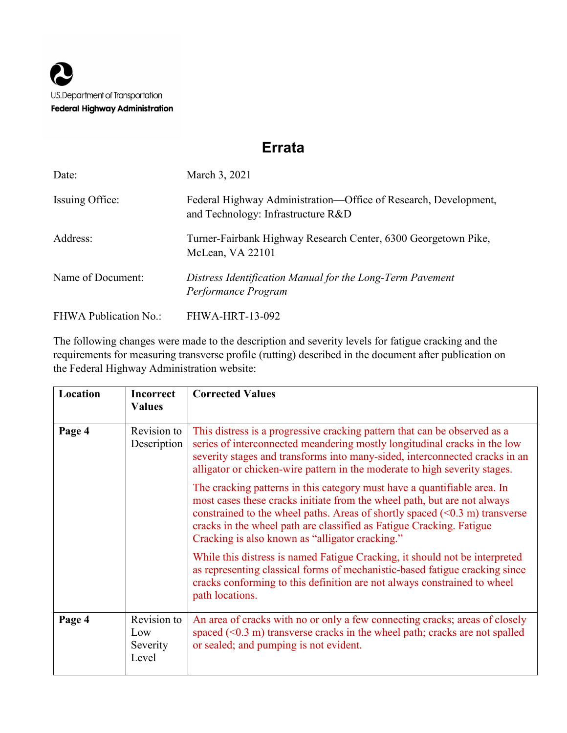U.S. Department of Transportation
**Federal Highway Administration**

# Errata

| | |
|---|---|
| Date: | March 3, 2021 |
| Issuing Office: | Federal Highway Administration—Office of Research, Development, and Technology: Infrastructure R&D |
| Address: | Turner-Fairbank Highway Research Center, 6300 Georgetown Pike, McLean, VA 22101 |
| Name of Document: | *Distress Identification Manual for the Long-Term Pavement Performance Program* |
| FHWA Publication No.: | FHWA-HRT-13-092 |

The following changes were made to the description and severity levels for fatigue cracking and the requirements for measuring transverse profile (rutting) described in the document after publication on the Federal Highway Administration website:

| Location | Incorrect Values | Corrected Values |
|---|---|---|
| **Page 4** | Revision to Description | This distress is a progressive cracking pattern that can be observed as a series of interconnected meandering mostly longitudinal cracks in the low severity stages and transforms into many-sided, interconnected cracks in an alligator or chicken-wire pattern in the moderate to high severity stages.<br><br>The cracking patterns in this category must have a quantifiable area. In most cases these cracks initiate from the wheel path, but are not always constrained to the wheel paths. Areas of shortly spaced (<0.3 m) transverse cracks in the wheel path are classified as Fatigue Cracking. Fatigue Cracking is also known as "alligator cracking."<br><br>While this distress is named Fatigue Cracking, it should not be interpreted as representing classical forms of mechanistic-based fatigue cracking since cracks conforming to this definition are not always constrained to wheel path locations. |
| **Page 4** | Revision to Low Severity Level | An area of cracks with no or only a few connecting cracks; areas of closely spaced (<0.3 m) transverse cracks in the wheel path; cracks are not spalled or sealed; and pumping is not evident. |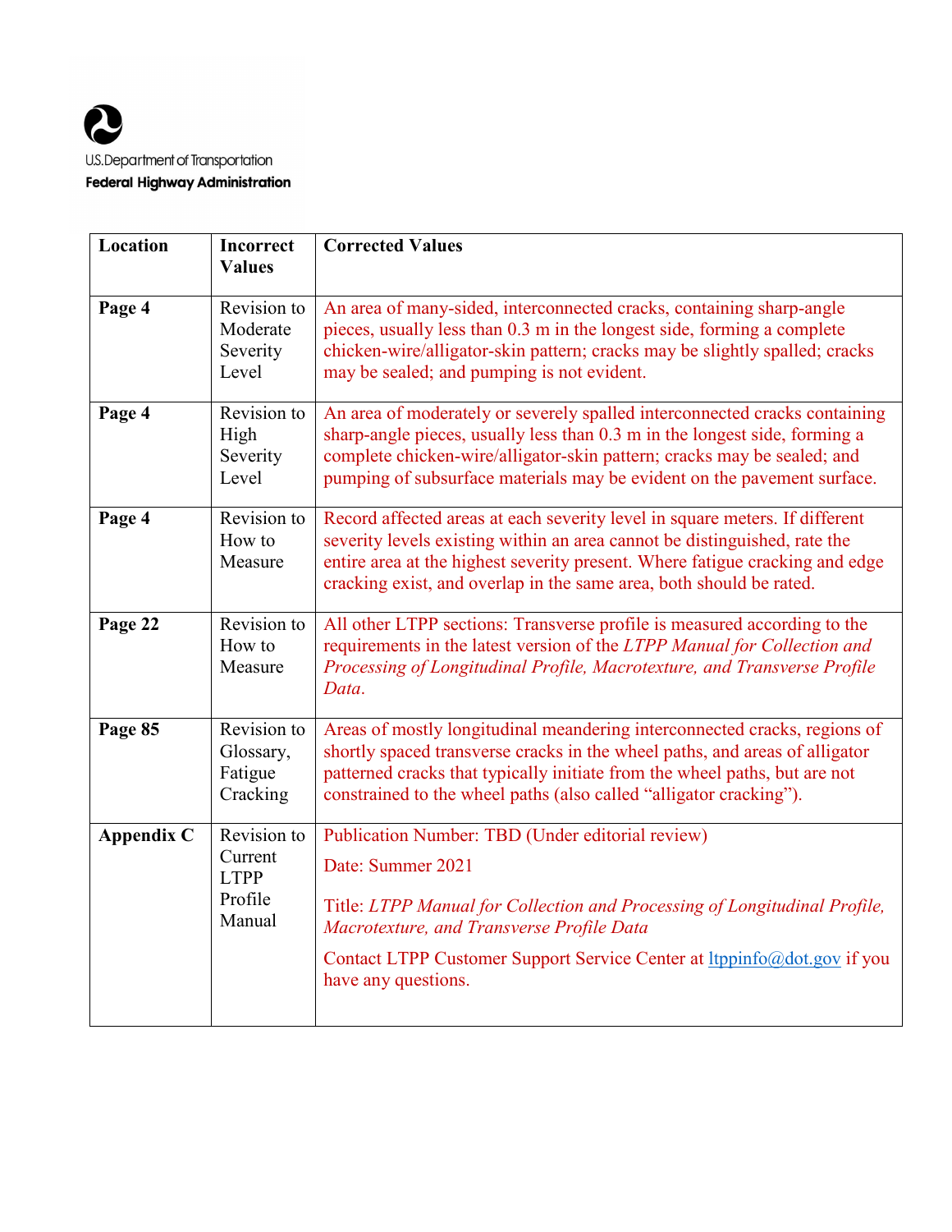U.S. Department of Transportation
**Federal Highway Administration**

| **Location** | **Incorrect Values** | **Corrected Values** |
| --- | --- | --- |
| **Page 4** | Revision to Moderate Severity Level | An area of many-sided, interconnected cracks, containing sharp-angle pieces, usually less than 0.3 m in the longest side, forming a complete chicken-wire/alligator-skin pattern; cracks may be slightly spalled; cracks may be sealed; and pumping is not evident. |
| **Page 4** | Revision to High Severity Level | An area of moderately or severely spalled interconnected cracks containing sharp-angle pieces, usually less than 0.3 m in the longest side, forming a complete chicken-wire/alligator-skin pattern; cracks may be sealed; and pumping of subsurface materials may be evident on the pavement surface. |
| **Page 4** | Revision to How to Measure | Record affected areas at each severity level in square meters. If different severity levels existing within an area cannot be distinguished, rate the entire area at the highest severity present. Where fatigue cracking and edge cracking exist, and overlap in the same area, both should be rated. |
| **Page 22** | Revision to How to Measure | All other LTPP sections: Transverse profile is measured according to the requirements in the latest version of the *LTPP Manual for Collection and Processing of Longitudinal Profile, Macrotexture, and Transverse Profile Data*. |
| **Page 85** | Revision to Glossary, Fatigue Cracking | Areas of mostly longitudinal meandering interconnected cracks, regions of shortly spaced transverse cracks in the wheel paths, and areas of alligator patterned cracks that typically initiate from the wheel paths, but are not constrained to the wheel paths (also called "alligator cracking"). |
| **Appendix C** | Revision to Current LTPP Profile Manual | Publication Number: TBD (Under editorial review)<br>Date: Summer 2021<br>Title: *LTPP Manual for Collection and Processing of Longitudinal Profile, Macrotexture, and Transverse Profile Data*<br>Contact LTPP Customer Support Service Center at ltppinfo@dot.gov if you have any questions. |